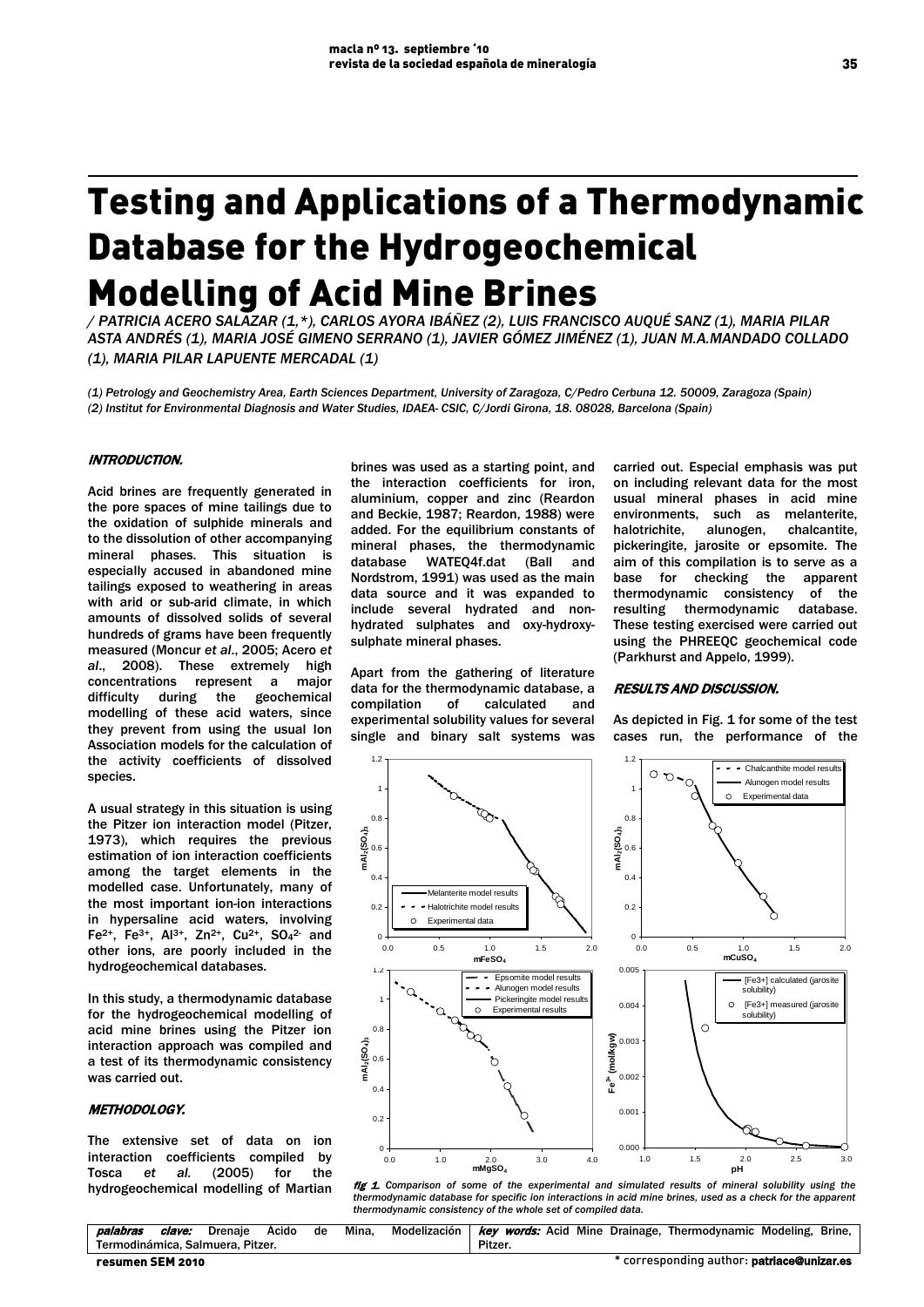# Testing and Applications of a Thermodynamic Database for the Hydrogeochemical Modelling of Acid Mine Brines

/ PATRICIA ACERO SALAZAR (1,*), CARLOS AYORA IBÁÑEZ (2), LUIS FRANCISCO AUQUÉ SANZ (1), MARIA PILAR ASTA ANDRÉS (1), MARIA JOSÉ GIMENO SERRANO (1), JAVIER GÓMEZ JIMÉNEZ (1), JUAN M.A.MANDADO COLLADO (1), MARIA PILAR LAPUENTE MERCADAL (1)

(1) Petrology and Geochemistry Area, Earth Sciences Department, University of Zaragoza, C/Pedro Cerbuna 12. 50009, Zaragoza (Spain)
(2) Institut for Environmental Diagnosis and Water Studies, IDAEA- CSIC, C/Jordi Girona, 18. 08028, Barcelona (Spain)

## INTRODUCTION.

Acid brines are frequently generated in the pore spaces of mine tailings due to the oxidation of sulphide minerals and to the dissolution of other accompanying mineral phases. This situation is especially accused in abandoned mine tailings exposed to weathering in areas with arid or sub-arid climate, in which amounts of dissolved solids of several hundreds of grams have been frequently measured (Moncur *et al*., 2005; Acero *et al*., 2008). These extremely high concentrations represent a major difficulty during the geochemical modelling of these acid waters, since they prevent from using the usual Ion Association models for the calculation of the activity coefficients of dissolved species.

A usual strategy in this situation is using the Pitzer ion interaction model (Pitzer, 1973), which requires the previous estimation of ion interaction coefficients among the target elements in the modelled case. Unfortunately, many of the most important ion-ion interactions in hypersaline acid waters, involving $Fe^{2+}$, $Fe^{3+}$, $Al^{3+}$, $Zn^{2+}$, $Cu^{2+}$, $SO_4^{2-}$ and other ions, are poorly included in the hydrogeochemical databases.

In this study, a thermodynamic database for the hydrogeochemical modelling of acid mine brines using the Pitzer ion interaction approach was compiled and a test of its thermodynamic consistency was carried out.

## METHODOLOGY.

The extensive set of data on ion interaction coefficients compiled by Tosca *et al.* (2005) for the hydrogeochemical modelling of Martian brines was used as a starting point, and the interaction coefficients for iron, aluminium, copper and zinc (Reardon and Beckie, 1987; Reardon, 1988) were added. For the equilibrium constants of mineral phases, the thermodynamic database WATEQ4f.dat (Ball and Nordstrom, 1991) was used as the main data source and it was expanded to include several hydrated and non-hydrated sulphates and oxy-hydroxy-sulphate mineral phases.

Apart from the gathering of literature data for the thermodynamic database, a compilation of calculated and experimental solubility values for several single and binary salt systems was carried out. Especial emphasis was put on including relevant data for the most usual mineral phases in acid mine environments, such as melanterite, halotrichite, alunogen, chalcantite, pickeringite, jarosite or epsomite. The aim of this compilation is to serve as a base for checking the apparent thermodynamic consistency of the resulting thermodynamic database. These testing exercised were carried out using the PHREEQC geochemical code (Parkhurst and Appelo, 1999).

## RESULTS AND DISCUSSION.

As depicted in Fig. 1 for some of the test cases run, the performance of the

*fig 1. Comparison of some of the experimental and simulated results of mineral solubility using the thermodynamic database for specific ion interactions in acid mine brines, used as a check for the apparent thermodynamic consistency of the whole set of compiled data.*

*palabras clave:* Drenaje Acido de Mina, Modelización Termodinámica, Salmuera, Pitzer.

*key words:* Acid Mine Drainage, Thermodynamic Modeling, Brine, Pitzer.

\* corresponding author: patriace@unizar.es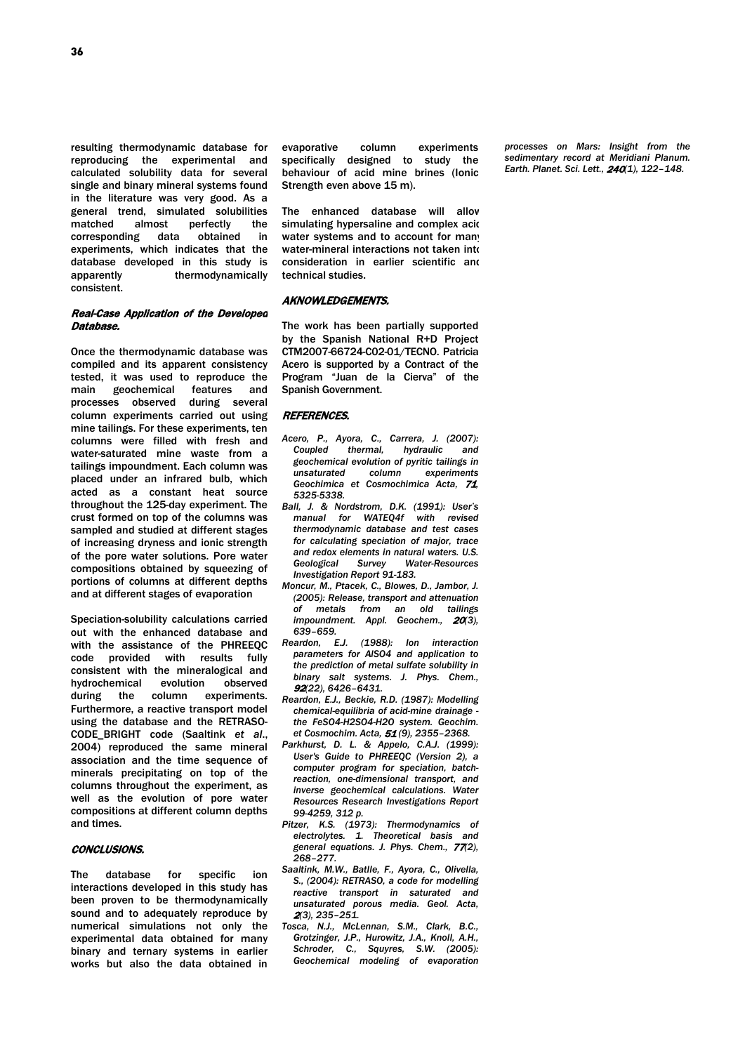resulting thermodynamic database for reproducing the experimental and calculated solubility data for several single and binary mineral systems found in the literature was very good. As a general trend, simulated solubilities matched almost perfectly the corresponding data obtained in experiments, which indicates that the database developed in this study is apparently thermodynamically consistent.

### *Real-Case Application of the Developed Database.*

Once the thermodynamic database was compiled and its apparent consistency tested, it was used to reproduce the main geochemical features and processes observed during several column experiments carried out using mine tailings. For these experiments, ten columns were filled with fresh and water-saturated mine waste from a tailings impoundment. Each column was placed under an infrared bulb, which acted as a constant heat source throughout the 125-day experiment. The crust formed on top of the columns was sampled and studied at different stages of increasing dryness and ionic strength of the pore water solutions. Pore water compositions obtained by squeezing of portions of columns at different depths and at different stages of evaporation

Speciation-solubility calculations carried out with the enhanced database and with the assistance of the PHREEQC code provided with results fully consistent with the mineralogical and hydrochemical evolution observed during the column experiments. Furthermore, a reactive transport model using the database and the RETRASO-CODE_BRIGHT code (Saaltink *et al*., 2004) reproduced the same mineral association and the time sequence of minerals precipitating on top of the columns throughout the experiment, as well as the evolution of pore water compositions at different column depths and times.

## *CONCLUSIONS.*

The database for specific ion interactions developed in this study has been proven to be thermodynamically sound and to adequately reproduce by numerical simulations not only the experimental data obtained for many binary and ternary systems in earlier works but also the data obtained in evaporative column experiments specifically designed to study the behaviour of acid mine brines (Ionic Strength even above 15 m).

The enhanced database will allow simulating hypersaline and complex acid water systems and to account for many water-mineral interactions not taken into consideration in earlier scientific and technical studies.

## *AKNOWLEDGEMENTS.*

The work has been partially supported by the Spanish National R+D Project CTM2007-66724-C02-01/TECNO. Patricia Acero is supported by a Contract of the Program "Juan de la Cierva" of the Spanish Government.

## *REFERENCES.*

*Acero, P., Ayora, C., Carrera, J. (2007): Coupled thermal, hydraulic and geochemical evolution of pyritic tailings in unsaturated column experiments Geochimica et Cosmochimica Acta,* ***71****, 5325-5338.*

*Ball, J. & Nordstrom, D.K. (1991): User's manual for WATEQ4f with revised thermodynamic database and test cases for calculating speciation of major, trace and redox elements in natural waters. U.S. Geological Survey Water-Resources Investigation Report 91-183.*

*Moncur, M., Ptacek, C., Blowes, D., Jambor, J. (2005): Release, transport and attenuation of metals from an old tailings impoundment. Appl. Geochem.,* ***20****(3), 639–659.*

*Reardon, E.J. (1988): Ion interaction parameters for AlSO4 and application to the prediction of metal sulfate solubility in binary salt systems. J. Phys. Chem.,* ***92****(22), 6426–6431.*

*Reardon, E.J., Beckie, R.D. (1987): Modelling chemical-equilibria of acid-mine drainage - the FeSO4-H2SO4-H2O system. Geochim. et Cosmochim. Acta,* ***51*** *(9), 2355–2368.*

*Parkhurst, D. L. & Appelo, C.A.J. (1999): User's Guide to PHREEQC (Version 2), a computer program for speciation, batch-reaction, one-dimensional transport, and inverse geochemical calculations. Water Resources Research Investigations Report 99-4259, 312 p.*

*Pitzer, K.S. (1973): Thermodynamics of electrolytes. 1. Theoretical basis and general equations. J. Phys. Chem.,* ***77****(2), 268–277.*

*Saaltink, M.W., Batlle, F., Ayora, C., Olivella, S., (2004): RETRASO, a code for modelling reactive transport in saturated and unsaturated porous media. Geol. Acta,* ***2****(3), 235–251.*

*Tosca, N.J., McLennan, S.M., Clark, B.C., Grotzinger, J.P., Hurowitz, J.A., Knoll, A.H., Schroder, C., Squyres, S.W. (2005): Geochemical modeling of evaporation processes on Mars: Insight from the sedimentary record at Meridiani Planum. Earth. Planet. Sci. Lett.,* ***240****(1), 122–148.*